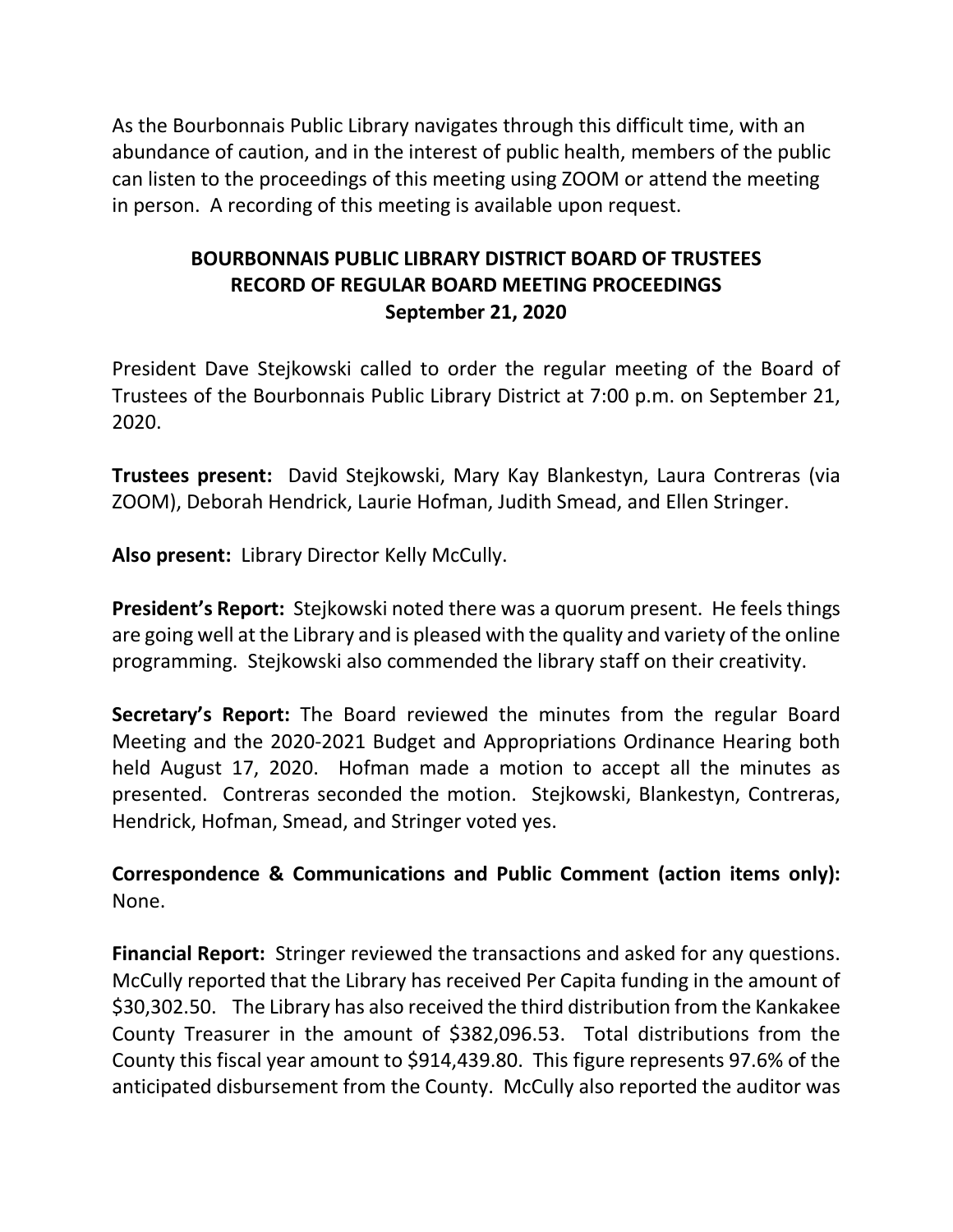As the Bourbonnais Public Library navigates through this difficult time, with an abundance of caution, and in the interest of public health, members of the public can listen to the proceedings of this meeting using ZOOM or attend the meeting in person. A recording of this meeting is available upon request.

# BOURBONNAIS PUBLIC LIBRARY DISTRICT BOARD OF TRUSTEES
## RECORD OF REGULAR BOARD MEETING PROCEEDINGS
### September 21, 2020

President Dave Stejkowski called to order the regular meeting of the Board of Trustees of the Bourbonnais Public Library District at 7:00 p.m. on September 21, 2020.

**Trustees present:** David Stejkowski, Mary Kay Blankestyn, Laura Contreras (via ZOOM), Deborah Hendrick, Laurie Hofman, Judith Smead, and Ellen Stringer.

**Also present:** Library Director Kelly McCully.

**President's Report:** Stejkowski noted there was a quorum present. He feels things are going well at the Library and is pleased with the quality and variety of the online programming. Stejkowski also commended the library staff on their creativity.

**Secretary's Report:** The Board reviewed the minutes from the regular Board Meeting and the 2020-2021 Budget and Appropriations Ordinance Hearing both held August 17, 2020. Hofman made a motion to accept all the minutes as presented. Contreras seconded the motion. Stejkowski, Blankestyn, Contreras, Hendrick, Hofman, Smead, and Stringer voted yes.

**Correspondence & Communications and Public Comment (action items only):** None.

**Financial Report:** Stringer reviewed the transactions and asked for any questions. McCully reported that the Library has received Per Capita funding in the amount of $30,302.50. The Library has also received the third distribution from the Kankakee County Treasurer in the amount of $382,096.53. Total distributions from the County this fiscal year amount to $914,439.80. This figure represents 97.6% of the anticipated disbursement from the County. McCully also reported the auditor was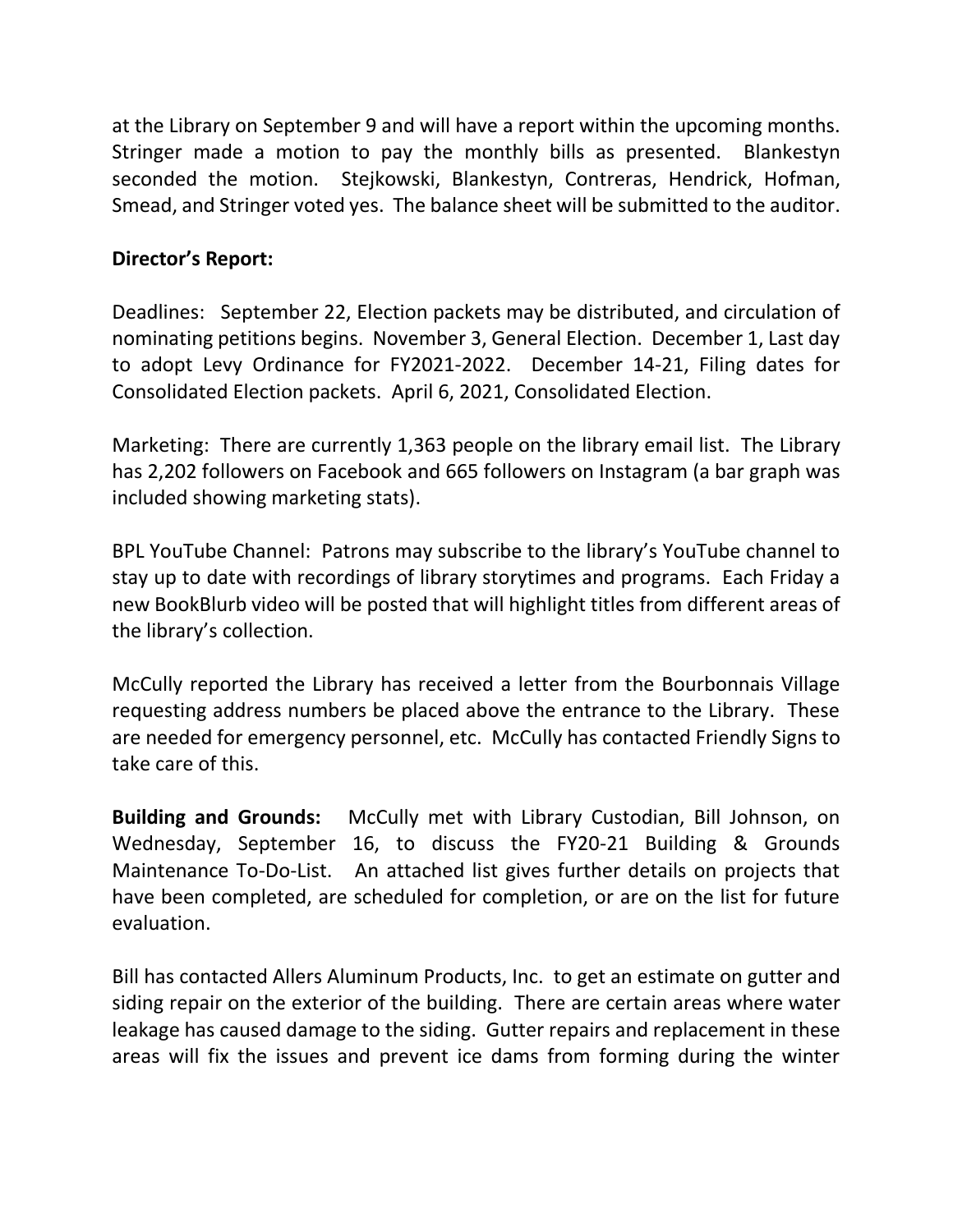at the Library on September 9 and will have a report within the upcoming months. Stringer made a motion to pay the monthly bills as presented. Blankestyn seconded the motion. Stejkowski, Blankestyn, Contreras, Hendrick, Hofman, Smead, and Stringer voted yes. The balance sheet will be submitted to the auditor.

**Director's Report:**

Deadlines: September 22, Election packets may be distributed, and circulation of nominating petitions begins. November 3, General Election. December 1, Last day to adopt Levy Ordinance for FY2021-2022. December 14-21, Filing dates for Consolidated Election packets. April 6, 2021, Consolidated Election.

Marketing: There are currently 1,363 people on the library email list. The Library has 2,202 followers on Facebook and 665 followers on Instagram (a bar graph was included showing marketing stats).

BPL YouTube Channel: Patrons may subscribe to the library's YouTube channel to stay up to date with recordings of library storytimes and programs. Each Friday a new BookBlurb video will be posted that will highlight titles from different areas of the library's collection.

McCully reported the Library has received a letter from the Bourbonnais Village requesting address numbers be placed above the entrance to the Library. These are needed for emergency personnel, etc. McCully has contacted Friendly Signs to take care of this.

**Building and Grounds:** McCully met with Library Custodian, Bill Johnson, on Wednesday, September 16, to discuss the FY20-21 Building & Grounds Maintenance To-Do-List. An attached list gives further details on projects that have been completed, are scheduled for completion, or are on the list for future evaluation.

Bill has contacted Allers Aluminum Products, Inc. to get an estimate on gutter and siding repair on the exterior of the building. There are certain areas where water leakage has caused damage to the siding. Gutter repairs and replacement in these areas will fix the issues and prevent ice dams from forming during the winter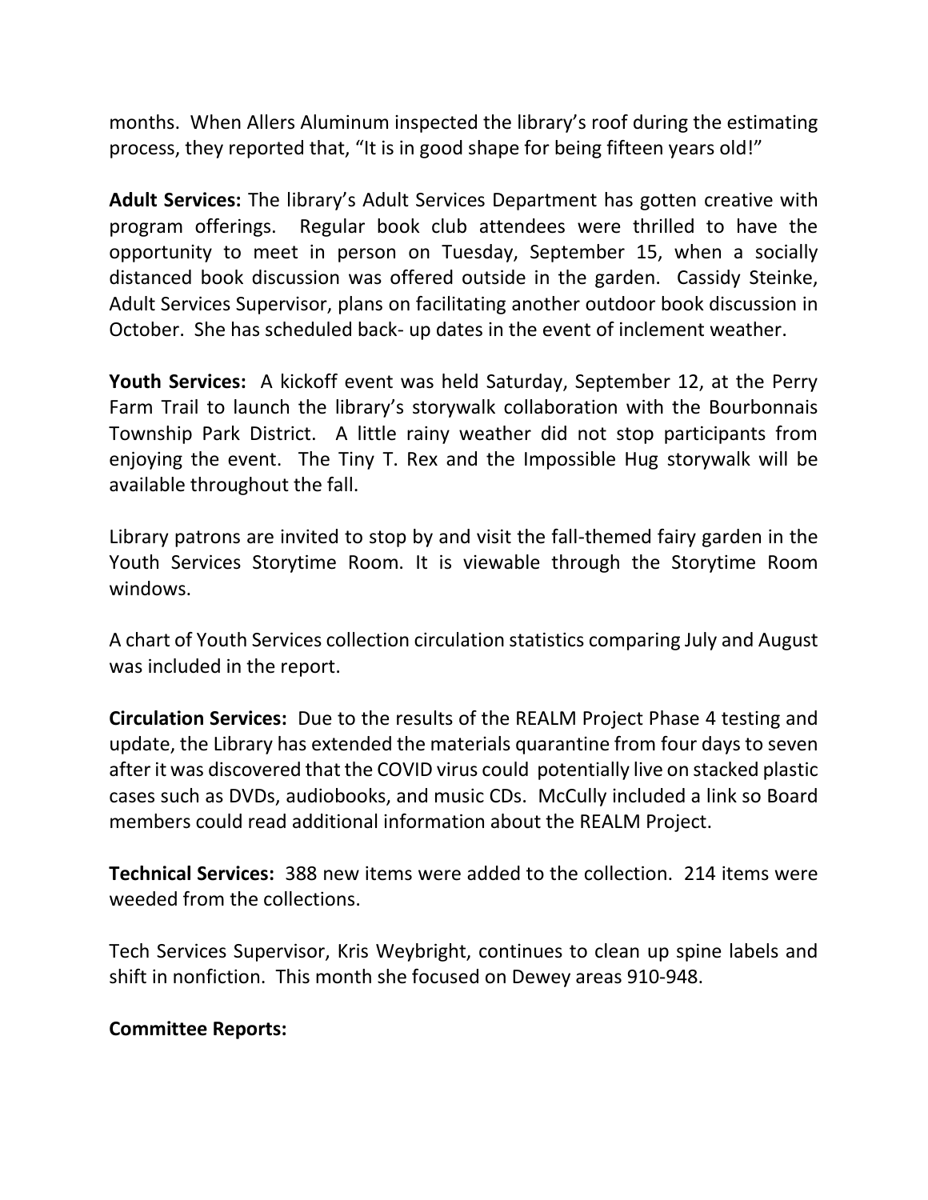months. When Allers Aluminum inspected the library's roof during the estimating process, they reported that, "It is in good shape for being fifteen years old!"

**Adult Services:** The library's Adult Services Department has gotten creative with program offerings. Regular book club attendees were thrilled to have the opportunity to meet in person on Tuesday, September 15, when a socially distanced book discussion was offered outside in the garden. Cassidy Steinke, Adult Services Supervisor, plans on facilitating another outdoor book discussion in October. She has scheduled back- up dates in the event of inclement weather.

**Youth Services:** A kickoff event was held Saturday, September 12, at the Perry Farm Trail to launch the library's storywalk collaboration with the Bourbonnais Township Park District. A little rainy weather did not stop participants from enjoying the event. The Tiny T. Rex and the Impossible Hug storywalk will be available throughout the fall.

Library patrons are invited to stop by and visit the fall-themed fairy garden in the Youth Services Storytime Room. It is viewable through the Storytime Room windows.

A chart of Youth Services collection circulation statistics comparing July and August was included in the report.

**Circulation Services:** Due to the results of the REALM Project Phase 4 testing and update, the Library has extended the materials quarantine from four days to seven after it was discovered that the COVID virus could potentially live on stacked plastic cases such as DVDs, audiobooks, and music CDs. McCully included a link so Board members could read additional information about the REALM Project.

**Technical Services:** 388 new items were added to the collection. 214 items were weeded from the collections.

Tech Services Supervisor, Kris Weybright, continues to clean up spine labels and shift in nonfiction. This month she focused on Dewey areas 910-948.

**Committee Reports:**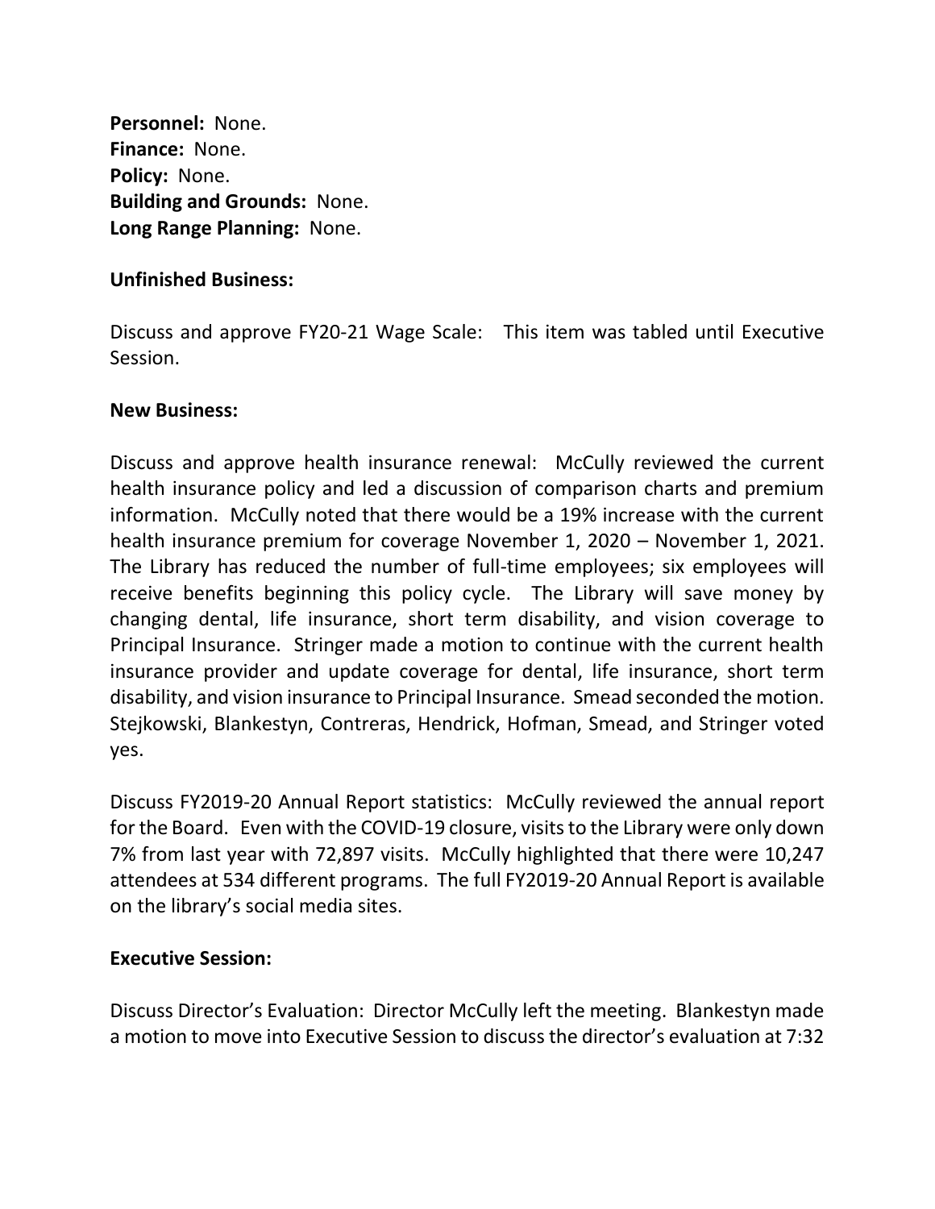**Personnel:** None.
**Finance:** None.
**Policy:** None.
**Building and Grounds:** None.
**Long Range Planning:** None.

**Unfinished Business:**

Discuss and approve FY20-21 Wage Scale: This item was tabled until Executive Session.

**New Business:**

Discuss and approve health insurance renewal: McCully reviewed the current health insurance policy and led a discussion of comparison charts and premium information. McCully noted that there would be a 19% increase with the current health insurance premium for coverage November 1, 2020 – November 1, 2021. The Library has reduced the number of full-time employees; six employees will receive benefits beginning this policy cycle. The Library will save money by changing dental, life insurance, short term disability, and vision coverage to Principal Insurance. Stringer made a motion to continue with the current health insurance provider and update coverage for dental, life insurance, short term disability, and vision insurance to Principal Insurance. Smead seconded the motion. Stejkowski, Blankestyn, Contreras, Hendrick, Hofman, Smead, and Stringer voted yes.

Discuss FY2019-20 Annual Report statistics: McCully reviewed the annual report for the Board. Even with the COVID-19 closure, visits to the Library were only down 7% from last year with 72,897 visits. McCully highlighted that there were 10,247 attendees at 534 different programs. The full FY2019-20 Annual Report is available on the library's social media sites.

**Executive Session:**

Discuss Director's Evaluation: Director McCully left the meeting. Blankestyn made a motion to move into Executive Session to discuss the director's evaluation at 7:32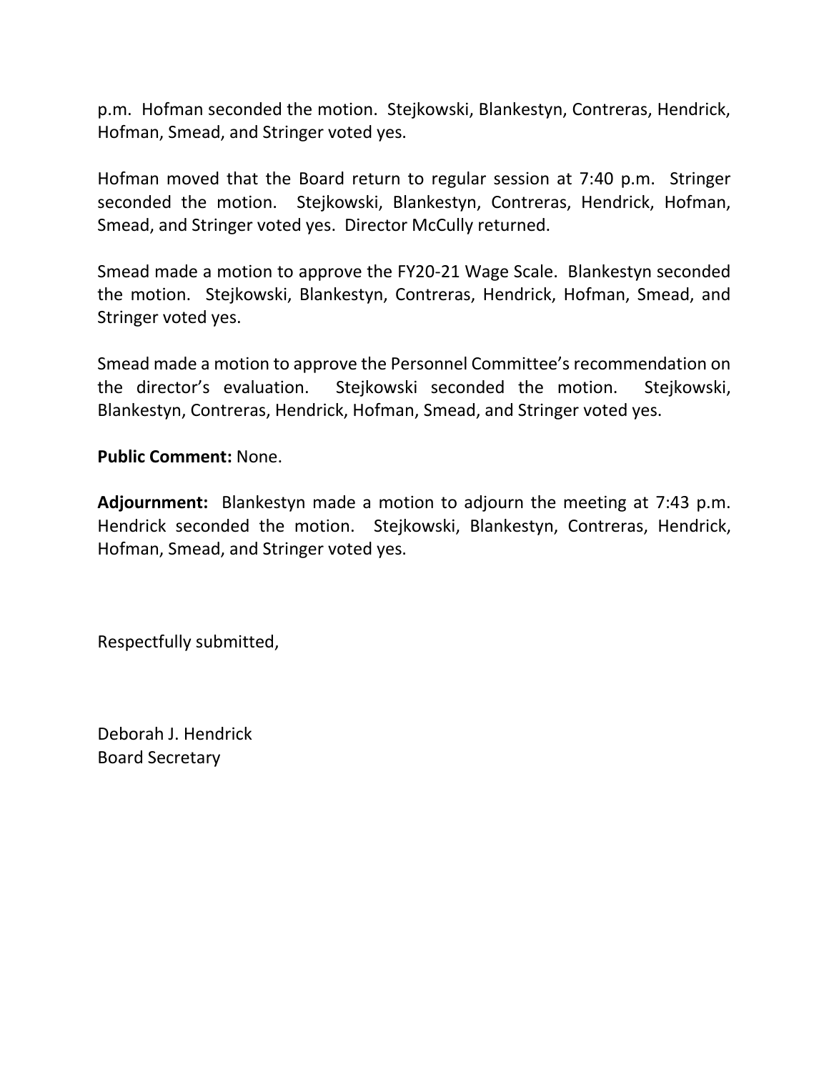p.m. Hofman seconded the motion. Stejkowski, Blankestyn, Contreras, Hendrick, Hofman, Smead, and Stringer voted yes.

Hofman moved that the Board return to regular session at 7:40 p.m. Stringer seconded the motion. Stejkowski, Blankestyn, Contreras, Hendrick, Hofman, Smead, and Stringer voted yes. Director McCully returned.

Smead made a motion to approve the FY20-21 Wage Scale. Blankestyn seconded the motion. Stejkowski, Blankestyn, Contreras, Hendrick, Hofman, Smead, and Stringer voted yes.

Smead made a motion to approve the Personnel Committee's recommendation on the director's evaluation. Stejkowski seconded the motion. Stejkowski, Blankestyn, Contreras, Hendrick, Hofman, Smead, and Stringer voted yes.

**Public Comment:** None.

**Adjournment:** Blankestyn made a motion to adjourn the meeting at 7:43 p.m. Hendrick seconded the motion. Stejkowski, Blankestyn, Contreras, Hendrick, Hofman, Smead, and Stringer voted yes.

Respectfully submitted,

Deborah J. Hendrick
Board Secretary